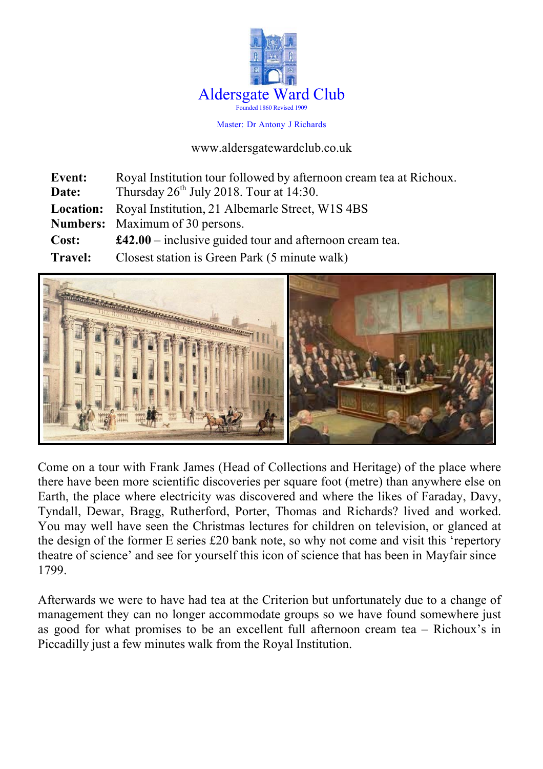# Aldersgate Ward Club

Founded 1860 Revised 1909

Master: Dr Antony J Richards

www.aldersgatewardclub.co.uk

| | |
|---|---|
| **Event:** | Royal Institution tour followed by afternoon cream tea at Richoux. |
| **Date:** | Thursday 26th July 2018. Tour at 14:30. |
| **Location:** | Royal Institution, 21 Albemarle Street, W1S 4BS |
| **Numbers:** | Maximum of 30 persons. |
| **Cost:** | **£42.00** – inclusive guided tour and afternoon cream tea. |
| **Travel:** | Closest station is Green Park (5 minute walk) |

Come on a tour with Frank James (Head of Collections and Heritage) of the place where there have been more scientific discoveries per square foot (metre) than anywhere else on Earth, the place where electricity was discovered and where the likes of Faraday, Davy, Tyndall, Dewar, Bragg, Rutherford, Porter, Thomas and Richards? lived and worked. You may well have seen the Christmas lectures for children on television, or glanced at the design of the former E series £20 bank note, so why not come and visit this 'repertory theatre of science' and see for yourself this icon of science that has been in Mayfair since 1799.

Afterwards we were to have had tea at the Criterion but unfortunately due to a change of management they can no longer accommodate groups so we have found somewhere just as good for what promises to be an excellent full afternoon cream tea – Richoux's in Piccadilly just a few minutes walk from the Royal Institution.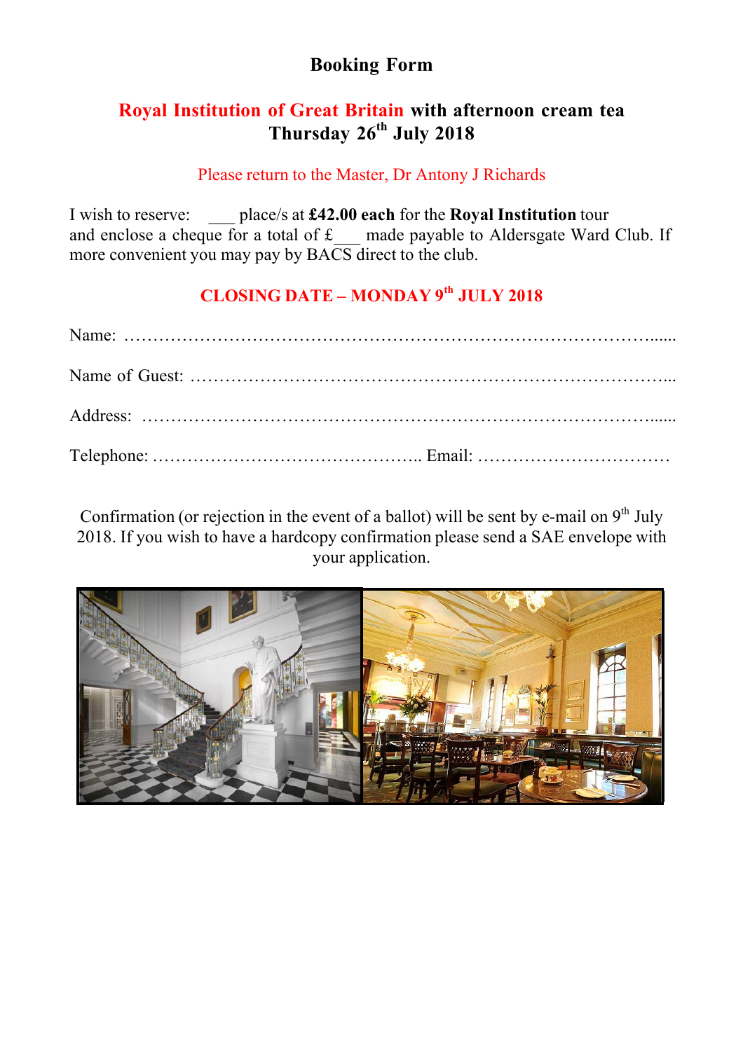# Booking Form

## Royal Institution of Great Britain with afternoon cream tea Thursday 26th July 2018

Please return to the Master, Dr Antony J Richards

I wish to reserve: \_\_\_ place/s at **£42.00 each** for the **Royal Institution** tour and enclose a cheque for a total of £\_\_\_ made payable to Aldersgate Ward Club. If more convenient you may pay by BACS direct to the club.

**CLOSING DATE – MONDAY 9th JULY 2018**

Name: ……………………………………………………………………………......

Name of Guest: …………………………………………………………………...

Address: …………………………………………………………………………......

Telephone: ……………………………………….. Email: ……………………………

Confirmation (or rejection in the event of a ballot) will be sent by e-mail on 9th July 2018. If you wish to have a hardcopy confirmation please send a SAE envelope with your application.